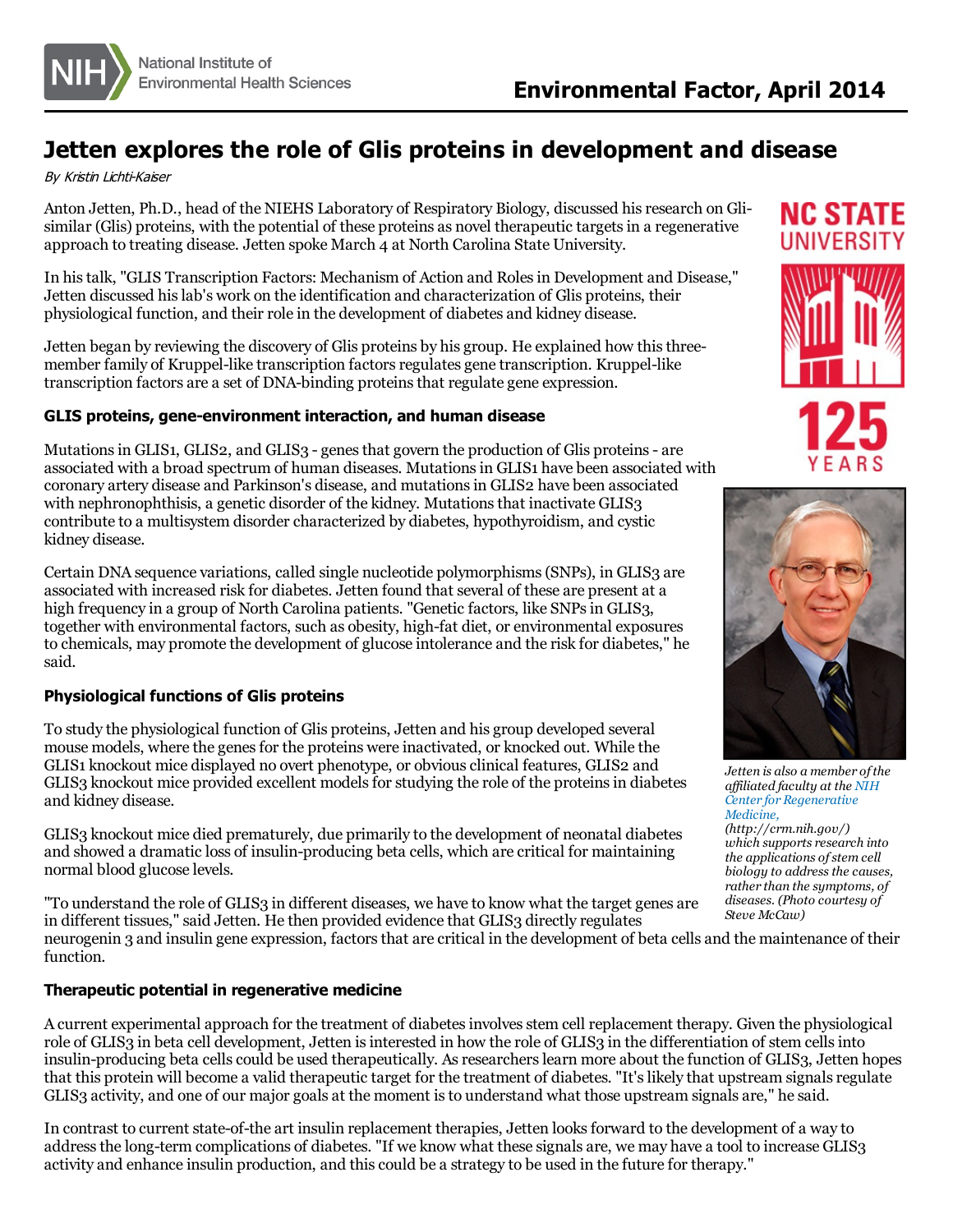Environmental Factor, April 2014

# Jetten explores the role of Glis proteins in development and disease

*By Kristin Lichti-Kaiser*

Anton Jetten, Ph.D., head of the NIEHS Laboratory of Respiratory Biology, discussed his research on Gli-similar (Glis) proteins, with the potential of these proteins as novel therapeutic targets in a regenerative approach to treating disease. Jetten spoke March 4 at North Carolina State University.

In his talk, "GLIS Transcription Factors: Mechanism of Action and Roles in Development and Disease," Jetten discussed his lab's work on the identification and characterization of Glis proteins, their physiological function, and their role in the development of diabetes and kidney disease.

Jetten began by reviewing the discovery of Glis proteins by his group. He explained how this three-member family of Kruppel-like transcription factors regulates gene transcription. Kruppel-like transcription factors are a set of DNA-binding proteins that regulate gene expression.

### GLIS proteins, gene-environment interaction, and human disease

Mutations in GLIS1, GLIS2, and GLIS3 - genes that govern the production of Glis proteins - are associated with a broad spectrum of human diseases. Mutations in GLIS1 have been associated with coronary artery disease and Parkinson's disease, and mutations in GLIS2 have been associated with nephronophthisis, a genetic disorder of the kidney. Mutations that inactivate GLIS3 contribute to a multisystem disorder characterized by diabetes, hypothyroidism, and cystic kidney disease.

Certain DNA sequence variations, called single nucleotide polymorphisms (SNPs), in GLIS3 are associated with increased risk for diabetes. Jetten found that several of these are present at a high frequency in a group of North Carolina patients. "Genetic factors, like SNPs in GLIS3, together with environmental factors, such as obesity, high-fat diet, or environmental exposures to chemicals, may promote the development of glucose intolerance and the risk for diabetes," he said.

### Physiological functions of Glis proteins

To study the physiological function of Glis proteins, Jetten and his group developed several mouse models, where the genes for the proteins were inactivated, or knocked out. While the GLIS1 knockout mice displayed no overt phenotype, or obvious clinical features, GLIS2 and GLIS3 knockout mice provided excellent models for studying the role of the proteins in diabetes and kidney disease.

GLIS3 knockout mice died prematurely, due primarily to the development of neonatal diabetes and showed a dramatic loss of insulin-producing beta cells, which are critical for maintaining normal blood glucose levels.

"To understand the role of GLIS3 in different diseases, we have to know what the target genes are in different tissues," said Jetten. He then provided evidence that GLIS3 directly regulates neurogenin 3 and insulin gene expression, factors that are critical in the development of beta cells and the maintenance of their function.

*Jetten is also a member of the affiliated faculty at the NIH Center for Regenerative Medicine, (http://crm.nih.gov/) which supports research into the applications of stem cell biology to address the causes, rather than the symptoms, of diseases. (Photo courtesy of Steve McCaw)*

### Therapeutic potential in regenerative medicine

A current experimental approach for the treatment of diabetes involves stem cell replacement therapy. Given the physiological role of GLIS3 in beta cell development, Jetten is interested in how the role of GLIS3 in the differentiation of stem cells into insulin-producing beta cells could be used therapeutically. As researchers learn more about the function of GLIS3, Jetten hopes that this protein will become a valid therapeutic target for the treatment of diabetes. "It's likely that upstream signals regulate GLIS3 activity, and one of our major goals at the moment is to understand what those upstream signals are," he said.

In contrast to current state-of-the art insulin replacement therapies, Jetten looks forward to the development of a way to address the long-term complications of diabetes. "If we know what these signals are, we may have a tool to increase GLIS3 activity and enhance insulin production, and this could be a strategy to be used in the future for therapy."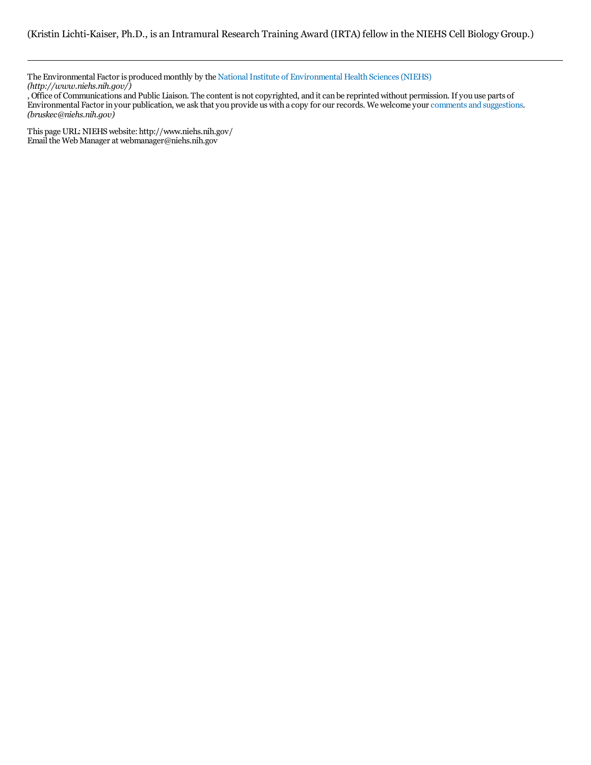(Kristin Lichti-Kaiser, Ph.D., is an Intramural Research Training Award (IRTA) fellow in the NIEHS Cell Biology Group.)

---

The Environmental Factor is produced monthly by the National Institute of Environmental Health Sciences (NIEHS) *(http://www.niehs.nih.gov/)*, Office of Communications and Public Liaison. The content is not copyrighted, and it can be reprinted without permission. If you use parts of Environmental Factor in your publication, we ask that you provide us with a copy for our records. We welcome your comments and suggestions. *(bruskec@niehs.nih.gov)*

This page URL: NIEHS website: http://www.niehs.nih.gov/
Email the Web Manager at webmanager@niehs.nih.gov